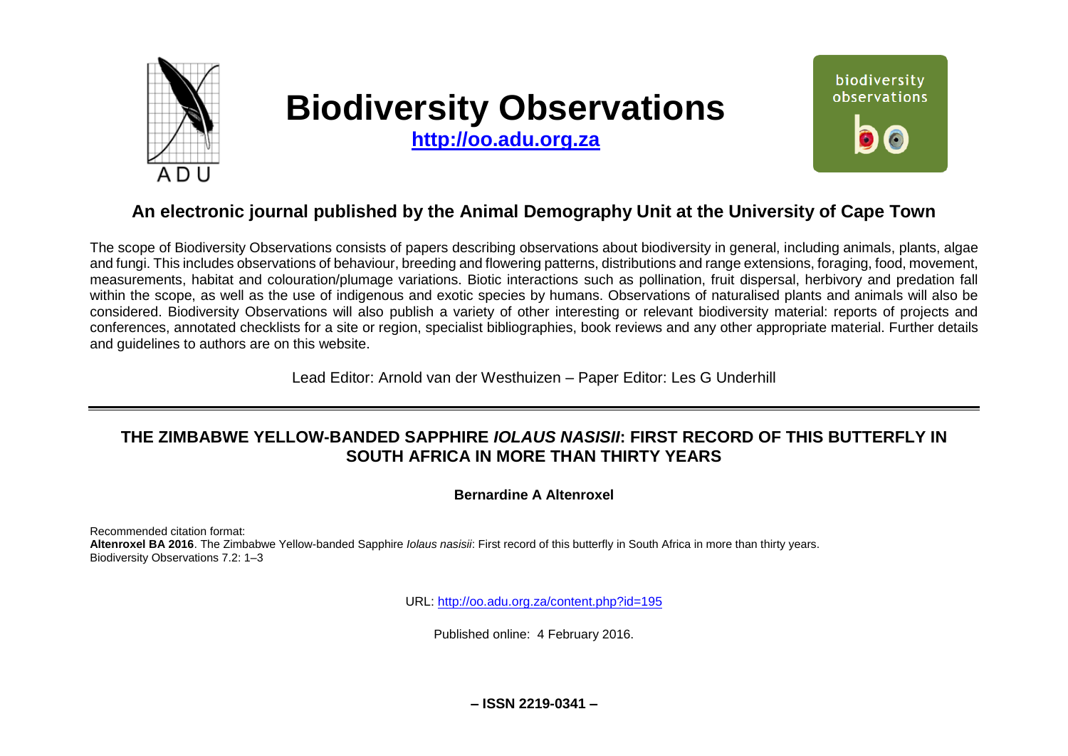# Biodiversity Observations

**http://oo.adu.org.za**

## An electronic journal published by the Animal Demography Unit at the University of Cape Town

The scope of Biodiversity Observations consists of papers describing observations about biodiversity in general, including animals, plants, algae and fungi. This includes observations of behaviour, breeding and flowering patterns, distributions and range extensions, foraging, food, movement, measurements, habitat and colouration/plumage variations. Biotic interactions such as pollination, fruit dispersal, herbivory and predation fall within the scope, as well as the use of indigenous and exotic species by humans. Observations of naturalised plants and animals will also be considered. Biodiversity Observations will also publish a variety of other interesting or relevant biodiversity material: reports of projects and conferences, annotated checklists for a site or region, specialist bibliographies, book reviews and any other appropriate material. Further details and guidelines to authors are on this website.

Lead Editor: Arnold van der Westhuizen – Paper Editor: Les G Underhill

---

# THE ZIMBABWE YELLOW-BANDED SAPPHIRE *IOLAUS NASISII*: FIRST RECORD OF THIS BUTTERFLY IN SOUTH AFRICA IN MORE THAN THIRTY YEARS

**Bernardine A Altenroxel**

Recommended citation format:
**Altenroxel BA 2016**. The Zimbabwe Yellow-banded Sapphire *Iolaus nasisii*: First record of this butterfly in South Africa in more than thirty years. Biodiversity Observations 7.2: 1–3

URL: http://oo.adu.org.za/content.php?id=195

Published online: 4 February 2016.

**– ISSN 2219-0341 –**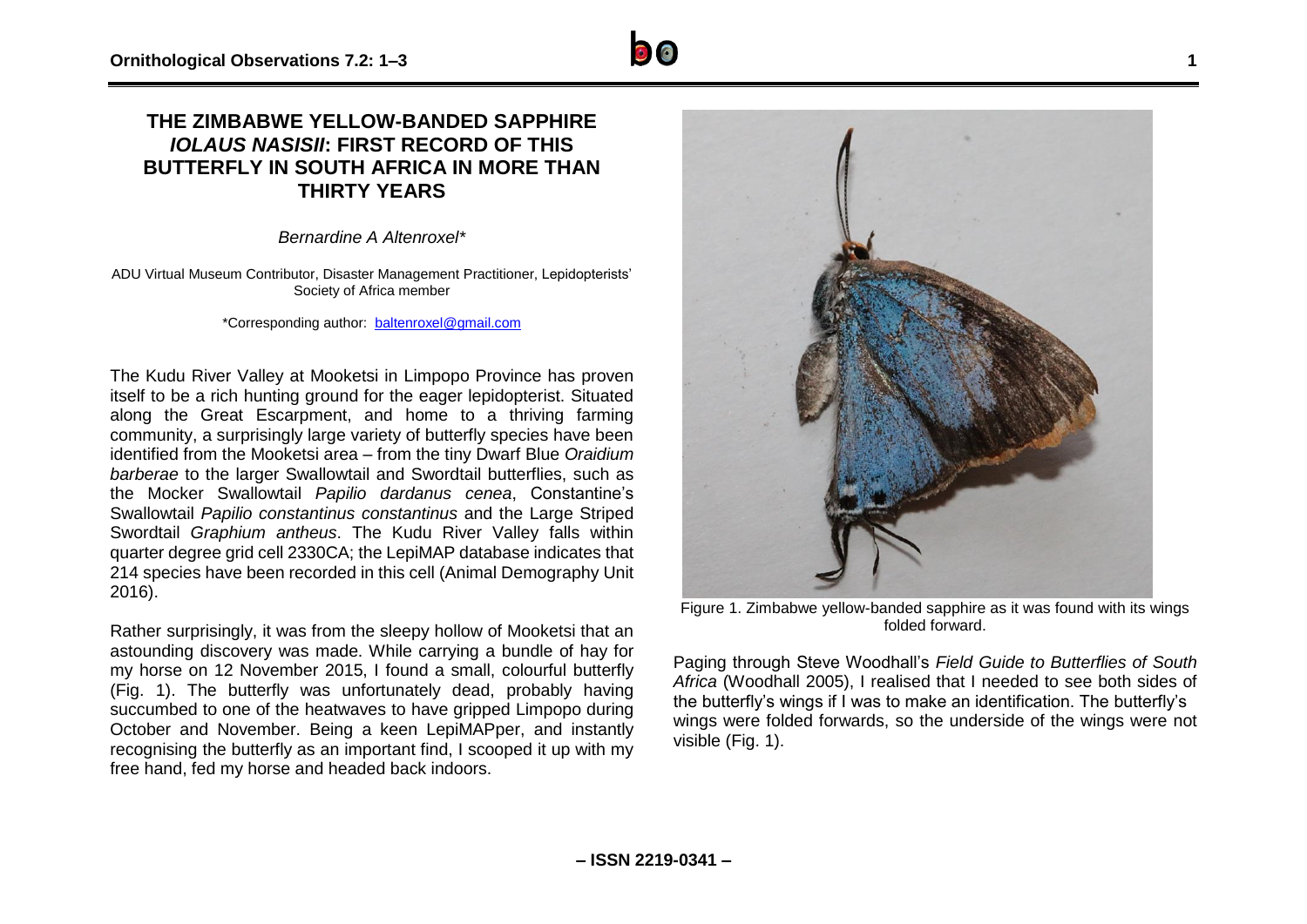# THE ZIMBABWE YELLOW-BANDED SAPPHIRE *IOLAUS NASISII*: FIRST RECORD OF THIS BUTTERFLY IN SOUTH AFRICA IN MORE THAN THIRTY YEARS

*Bernardine A Altenroxel\**

ADU Virtual Museum Contributor, Disaster Management Practitioner, Lepidopterists' Society of Africa member

\*Corresponding author: baltenroxel@gmail.com

The Kudu River Valley at Mooketsi in Limpopo Province has proven itself to be a rich hunting ground for the eager lepidopterist. Situated along the Great Escarpment, and home to a thriving farming community, a surprisingly large variety of butterfly species have been identified from the Mooketsi area – from the tiny Dwarf Blue *Oraidium barberae* to the larger Swallowtail and Swordtail butterflies, such as the Mocker Swallowtail *Papilio dardanus cenea*, Constantine's Swallowtail *Papilio constantinus constantinus* and the Large Striped Swordtail *Graphium antheus*. The Kudu River Valley falls within quarter degree grid cell 2330CA; the LepiMAP database indicates that 214 species have been recorded in this cell (Animal Demography Unit 2016).

Rather surprisingly, it was from the sleepy hollow of Mooketsi that an astounding discovery was made. While carrying a bundle of hay for my horse on 12 November 2015, I found a small, colourful butterfly (Fig. 1). The butterfly was unfortunately dead, probably having succumbed to one of the heatwaves to have gripped Limpopo during October and November. Being a keen LepiMAPper, and instantly recognising the butterfly as an important find, I scooped it up with my free hand, fed my horse and headed back indoors.

Figure 1. Zimbabwe yellow-banded sapphire as it was found with its wings folded forward.

Paging through Steve Woodhall's *Field Guide to Butterflies of South Africa* (Woodhall 2005), I realised that I needed to see both sides of the butterfly's wings if I was to make an identification. The butterfly's wings were folded forwards, so the underside of the wings were not visible (Fig. 1).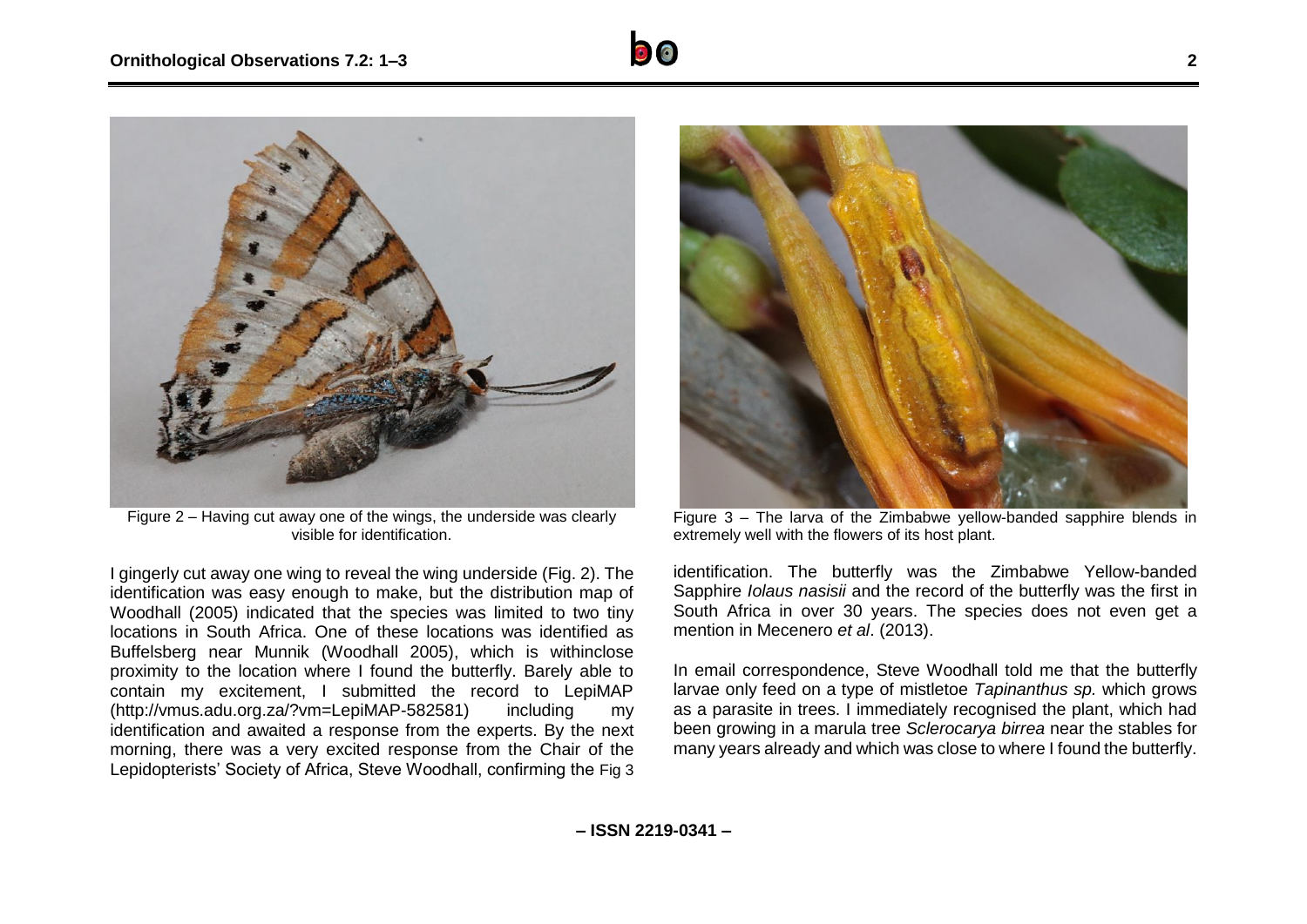Figure 2 – Having cut away one of the wings, the underside was clearly visible for identification.

I gingerly cut away one wing to reveal the wing underside (Fig. 2). The identification was easy enough to make, but the distribution map of Woodhall (2005) indicated that the species was limited to two tiny locations in South Africa. One of these locations was identified as Buffelsberg near Munnik (Woodhall 2005), which is withinclose proximity to the location where I found the butterfly. Barely able to contain my excitement, I submitted the record to LepiMAP (http://vmus.adu.org.za/?vm=LepiMAP-582581) including my identification and awaited a response from the experts. By the next morning, there was a very excited response from the Chair of the Lepidopterists' Society of Africa, Steve Woodhall, confirming the Fig 3 identification. The butterfly was the Zimbabwe Yellow-banded Sapphire *Iolaus nasisii* and the record of the butterfly was the first in South Africa in over 30 years. The species does not even get a mention in Mecenero *et al*. (2013).

Figure 3 – The larva of the Zimbabwe yellow-banded sapphire blends in extremely well with the flowers of its host plant.

In email correspondence, Steve Woodhall told me that the butterfly larvae only feed on a type of mistletoe *Tapinanthus sp.* which grows as a parasite in trees. I immediately recognised the plant, which had been growing in a marula tree *Sclerocarya birrea* near the stables for many years already and which was close to where I found the butterfly.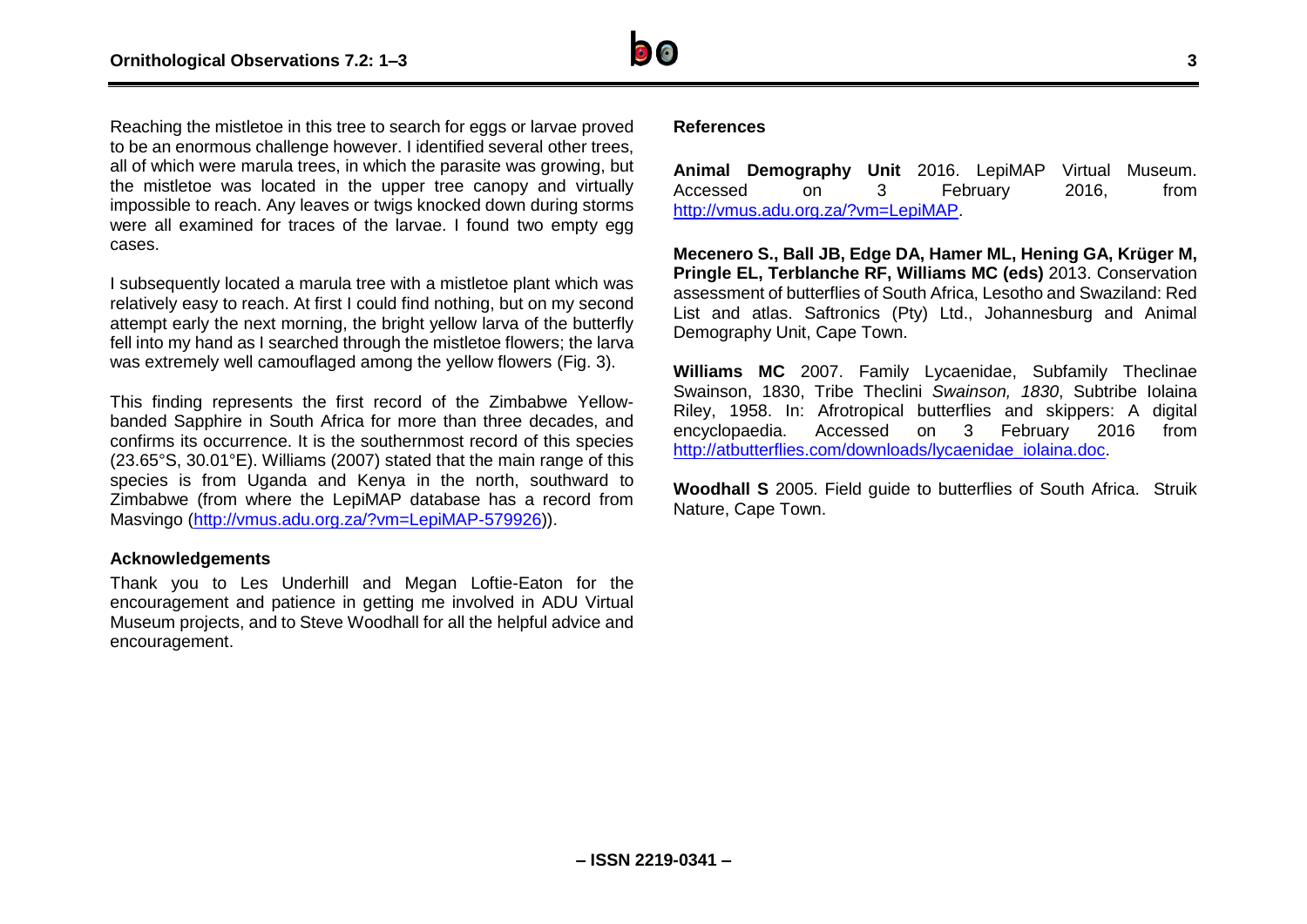Reaching the mistletoe in this tree to search for eggs or larvae proved to be an enormous challenge however. I identified several other trees, all of which were marula trees, in which the parasite was growing, but the mistletoe was located in the upper tree canopy and virtually impossible to reach. Any leaves or twigs knocked down during storms were all examined for traces of the larvae. I found two empty egg cases.

I subsequently located a marula tree with a mistletoe plant which was relatively easy to reach. At first I could find nothing, but on my second attempt early the next morning, the bright yellow larva of the butterfly fell into my hand as I searched through the mistletoe flowers; the larva was extremely well camouflaged among the yellow flowers (Fig. 3).

This finding represents the first record of the Zimbabwe Yellow-banded Sapphire in South Africa for more than three decades, and confirms its occurrence. It is the southernmost record of this species (23.65°S, 30.01°E). Williams (2007) stated that the main range of this species is from Uganda and Kenya in the north, southward to Zimbabwe (from where the LepiMAP database has a record from Masvingo (http://vmus.adu.org.za/?vm=LepiMAP-579926)).

## Acknowledgements

Thank you to Les Underhill and Megan Loftie-Eaton for the encouragement and patience in getting me involved in ADU Virtual Museum projects, and to Steve Woodhall for all the helpful advice and encouragement.

## References

**Animal Demography Unit** 2016. LepiMAP Virtual Museum. Accessed on 3 February 2016, from http://vmus.adu.org.za/?vm=LepiMAP.

**Mecenero S., Ball JB, Edge DA, Hamer ML, Hening GA, Krüger M, Pringle EL, Terblanche RF, Williams MC (eds)** 2013. Conservation assessment of butterflies of South Africa, Lesotho and Swaziland: Red List and atlas. Saftronics (Pty) Ltd., Johannesburg and Animal Demography Unit, Cape Town.

**Williams MC** 2007. Family Lycaenidae, Subfamily Theclinae Swainson, 1830, Tribe Theclini *Swainson, 1830*, Subtribe Iolaina Riley, 1958. In: Afrotropical butterflies and skippers: A digital encyclopaedia. Accessed on 3 February 2016 from http://atbutterflies.com/downloads/lycaenidae_iolaina.doc.

**Woodhall S** 2005. Field guide to butterflies of South Africa. Struik Nature, Cape Town.